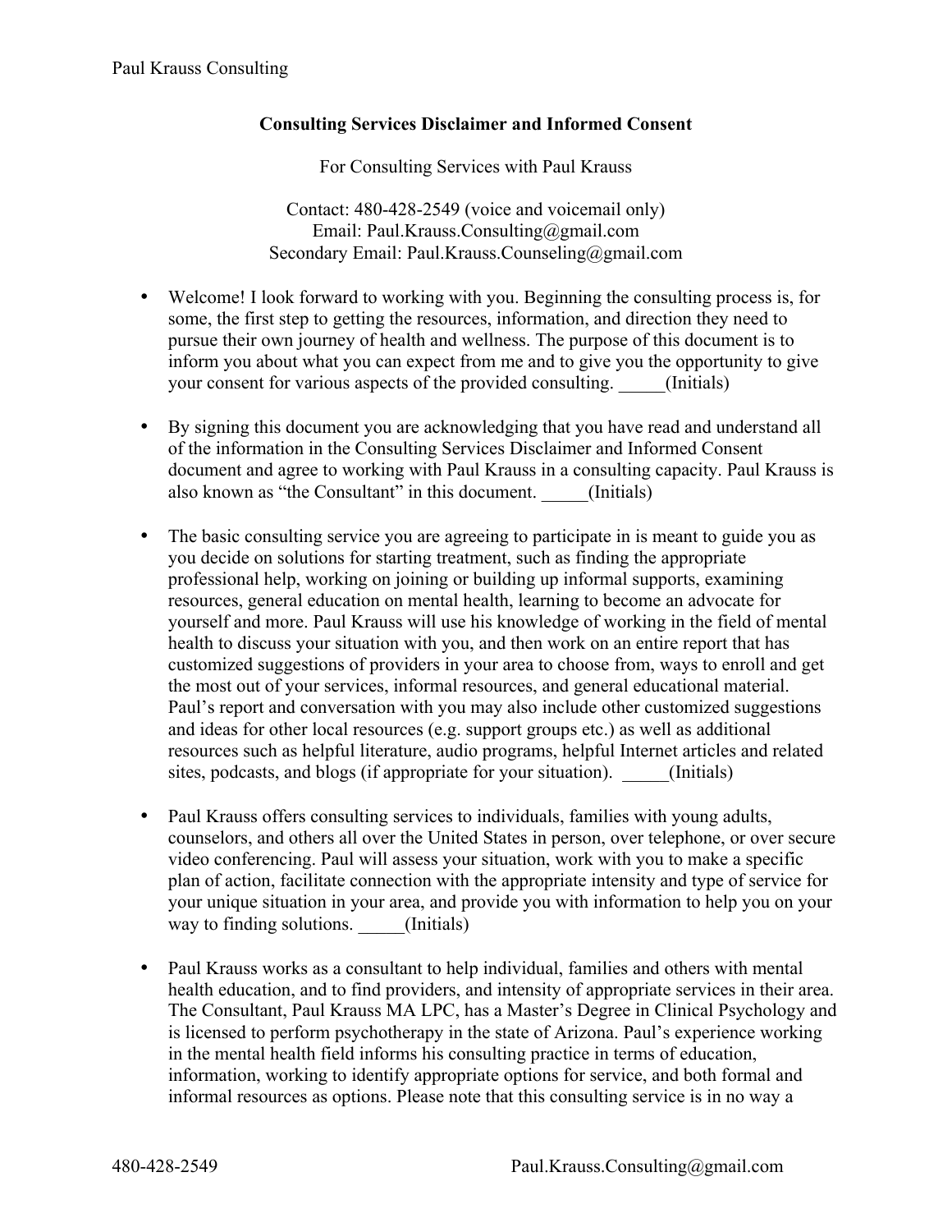**Consulting Services Disclaimer and Informed Consent**

For Consulting Services with Paul Krauss

Contact: 480-428-2549 (voice and voicemail only)
Email: Paul.Krauss.Consulting@gmail.com
Secondary Email: Paul.Krauss.Counseling@gmail.com

- Welcome! I look forward to working with you. Beginning the consulting process is, for some, the first step to getting the resources, information, and direction they need to pursue their own journey of health and wellness. The purpose of this document is to inform you about what you can expect from me and to give you the opportunity to give your consent for various aspects of the provided consulting. _____(Initials)

- By signing this document you are acknowledging that you have read and understand all of the information in the Consulting Services Disclaimer and Informed Consent document and agree to working with Paul Krauss in a consulting capacity. Paul Krauss is also known as "the Consultant" in this document. _____(Initials)

- The basic consulting service you are agreeing to participate in is meant to guide you as you decide on solutions for starting treatment, such as finding the appropriate professional help, working on joining or building up informal supports, examining resources, general education on mental health, learning to become an advocate for yourself and more. Paul Krauss will use his knowledge of working in the field of mental health to discuss your situation with you, and then work on an entire report that has customized suggestions of providers in your area to choose from, ways to enroll and get the most out of your services, informal resources, and general educational material. Paul's report and conversation with you may also include other customized suggestions and ideas for other local resources (e.g. support groups etc.) as well as additional resources such as helpful literature, audio programs, helpful Internet articles and related sites, podcasts, and blogs (if appropriate for your situation). _____(Initials)

- Paul Krauss offers consulting services to individuals, families with young adults, counselors, and others all over the United States in person, over telephone, or over secure video conferencing. Paul will assess your situation, work with you to make a specific plan of action, facilitate connection with the appropriate intensity and type of service for your unique situation in your area, and provide you with information to help you on your way to finding solutions. _____(Initials)

- Paul Krauss works as a consultant to help individual, families and others with mental health education, and to find providers, and intensity of appropriate services in their area. The Consultant, Paul Krauss MA LPC, has a Master's Degree in Clinical Psychology and is licensed to perform psychotherapy in the state of Arizona. Paul's experience working in the mental health field informs his consulting practice in terms of education, information, working to identify appropriate options for service, and both formal and informal resources as options. Please note that this consulting service is in no way a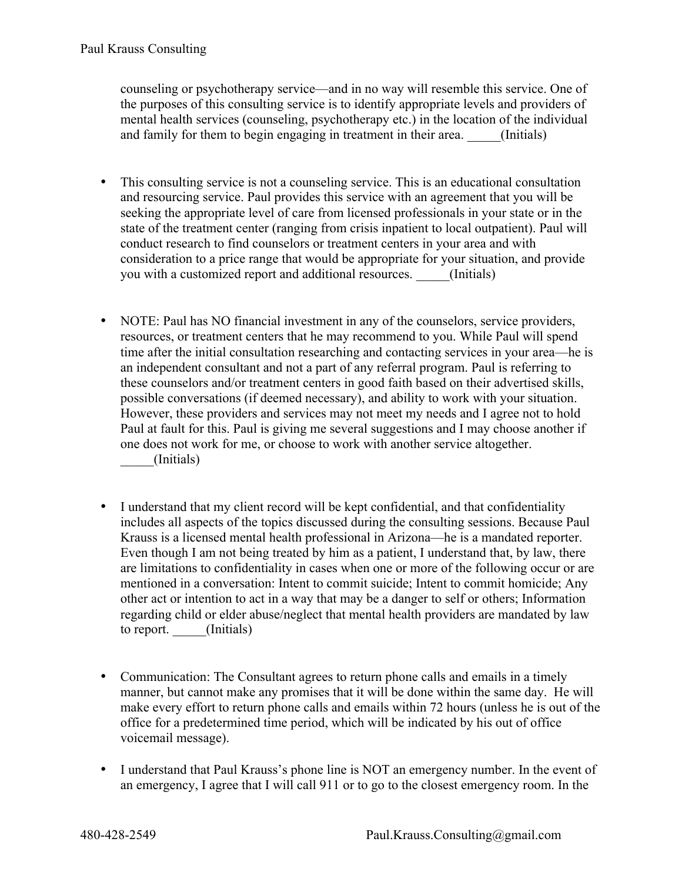counseling or psychotherapy service—and in no way will resemble this service. One of the purposes of this consulting service is to identify appropriate levels and providers of mental health services (counseling, psychotherapy etc.) in the location of the individual and family for them to begin engaging in treatment in their area. _____(Initials)

- This consulting service is not a counseling service. This is an educational consultation and resourcing service. Paul provides this service with an agreement that you will be seeking the appropriate level of care from licensed professionals in your state or in the state of the treatment center (ranging from crisis inpatient to local outpatient). Paul will conduct research to find counselors or treatment centers in your area and with consideration to a price range that would be appropriate for your situation, and provide you with a customized report and additional resources. _____(Initials)

- NOTE: Paul has NO financial investment in any of the counselors, service providers, resources, or treatment centers that he may recommend to you. While Paul will spend time after the initial consultation researching and contacting services in your area—he is an independent consultant and not a part of any referral program. Paul is referring to these counselors and/or treatment centers in good faith based on their advertised skills, possible conversations (if deemed necessary), and ability to work with your situation. However, these providers and services may not meet my needs and I agree not to hold Paul at fault for this. Paul is giving me several suggestions and I may choose another if one does not work for me, or choose to work with another service altogether. _____(Initials)

- I understand that my client record will be kept confidential, and that confidentiality includes all aspects of the topics discussed during the consulting sessions. Because Paul Krauss is a licensed mental health professional in Arizona—he is a mandated reporter. Even though I am not being treated by him as a patient, I understand that, by law, there are limitations to confidentiality in cases when one or more of the following occur or are mentioned in a conversation: Intent to commit suicide; Intent to commit homicide; Any other act or intention to act in a way that may be a danger to self or others; Information regarding child or elder abuse/neglect that mental health providers are mandated by law to report. _____(Initials)

- Communication: The Consultant agrees to return phone calls and emails in a timely manner, but cannot make any promises that it will be done within the same day. He will make every effort to return phone calls and emails within 72 hours (unless he is out of the office for a predetermined time period, which will be indicated by his out of office voicemail message).

- I understand that Paul Krauss's phone line is NOT an emergency number. In the event of an emergency, I agree that I will call 911 or to go to the closest emergency room. In the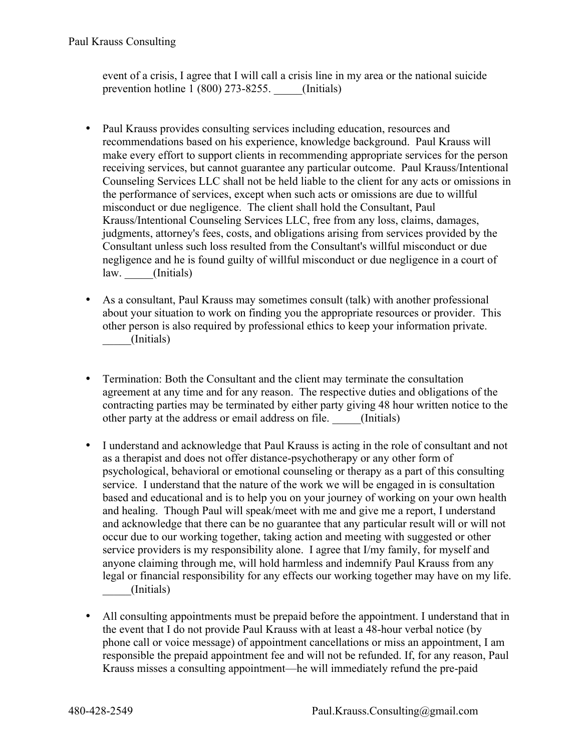event of a crisis, I agree that I will call a crisis line in my area or the national suicide prevention hotline 1 (800) 273-8255. _____(Initials)

- Paul Krauss provides consulting services including education, resources and recommendations based on his experience, knowledge background. Paul Krauss will make every effort to support clients in recommending appropriate services for the person receiving services, but cannot guarantee any particular outcome. Paul Krauss/Intentional Counseling Services LLC shall not be held liable to the client for any acts or omissions in the performance of services, except when such acts or omissions are due to willful misconduct or due negligence. The client shall hold the Consultant, Paul Krauss/Intentional Counseling Services LLC, free from any loss, claims, damages, judgments, attorney's fees, costs, and obligations arising from services provided by the Consultant unless such loss resulted from the Consultant's willful misconduct or due negligence and he is found guilty of willful misconduct or due negligence in a court of law. _____(Initials)

- As a consultant, Paul Krauss may sometimes consult (talk) with another professional about your situation to work on finding you the appropriate resources or provider. This other person is also required by professional ethics to keep your information private. _____(Initials)

- Termination: Both the Consultant and the client may terminate the consultation agreement at any time and for any reason. The respective duties and obligations of the contracting parties may be terminated by either party giving 48 hour written notice to the other party at the address or email address on file. _____(Initials)

- I understand and acknowledge that Paul Krauss is acting in the role of consultant and not as a therapist and does not offer distance-psychotherapy or any other form of psychological, behavioral or emotional counseling or therapy as a part of this consulting service. I understand that the nature of the work we will be engaged in is consultation based and educational and is to help you on your journey of working on your own health and healing. Though Paul will speak/meet with me and give me a report, I understand and acknowledge that there can be no guarantee that any particular result will or will not occur due to our working together, taking action and meeting with suggested or other service providers is my responsibility alone. I agree that I/my family, for myself and anyone claiming through me, will hold harmless and indemnify Paul Krauss from any legal or financial responsibility for any effects our working together may have on my life. _____(Initials)

- All consulting appointments must be prepaid before the appointment. I understand that in the event that I do not provide Paul Krauss with at least a 48-hour verbal notice (by phone call or voice message) of appointment cancellations or miss an appointment, I am responsible the prepaid appointment fee and will not be refunded. If, for any reason, Paul Krauss misses a consulting appointment—he will immediately refund the pre-paid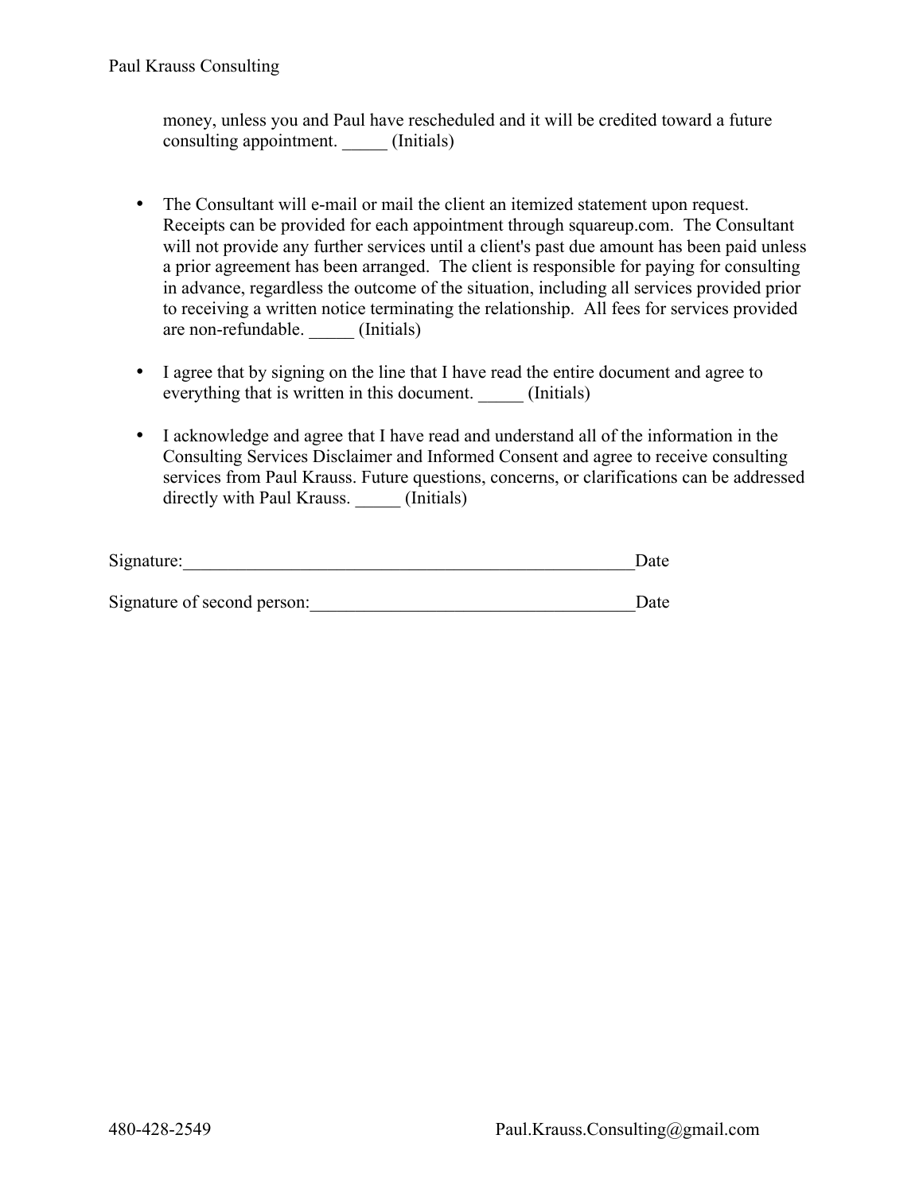money, unless you and Paul have rescheduled and it will be credited toward a future consulting appointment. _____ (Initials)

- The Consultant will e-mail or mail the client an itemized statement upon request. Receipts can be provided for each appointment through squareup.com. The Consultant will not provide any further services until a client's past due amount has been paid unless a prior agreement has been arranged. The client is responsible for paying for consulting in advance, regardless the outcome of the situation, including all services provided prior to receiving a written notice terminating the relationship. All fees for services provided are non-refundable. _____ (Initials)

- I agree that by signing on the line that I have read the entire document and agree to everything that is written in this document. _____ (Initials)

- I acknowledge and agree that I have read and understand all of the information in the Consulting Services Disclaimer and Informed Consent and agree to receive consulting services from Paul Krauss. Future questions, concerns, or clarifications can be addressed directly with Paul Krauss. _____ (Initials)

Signature:____________________________________________________Date

Signature of second person:____________________________________Date

480-428-2549 Paul.Krauss.Consulting@gmail.com